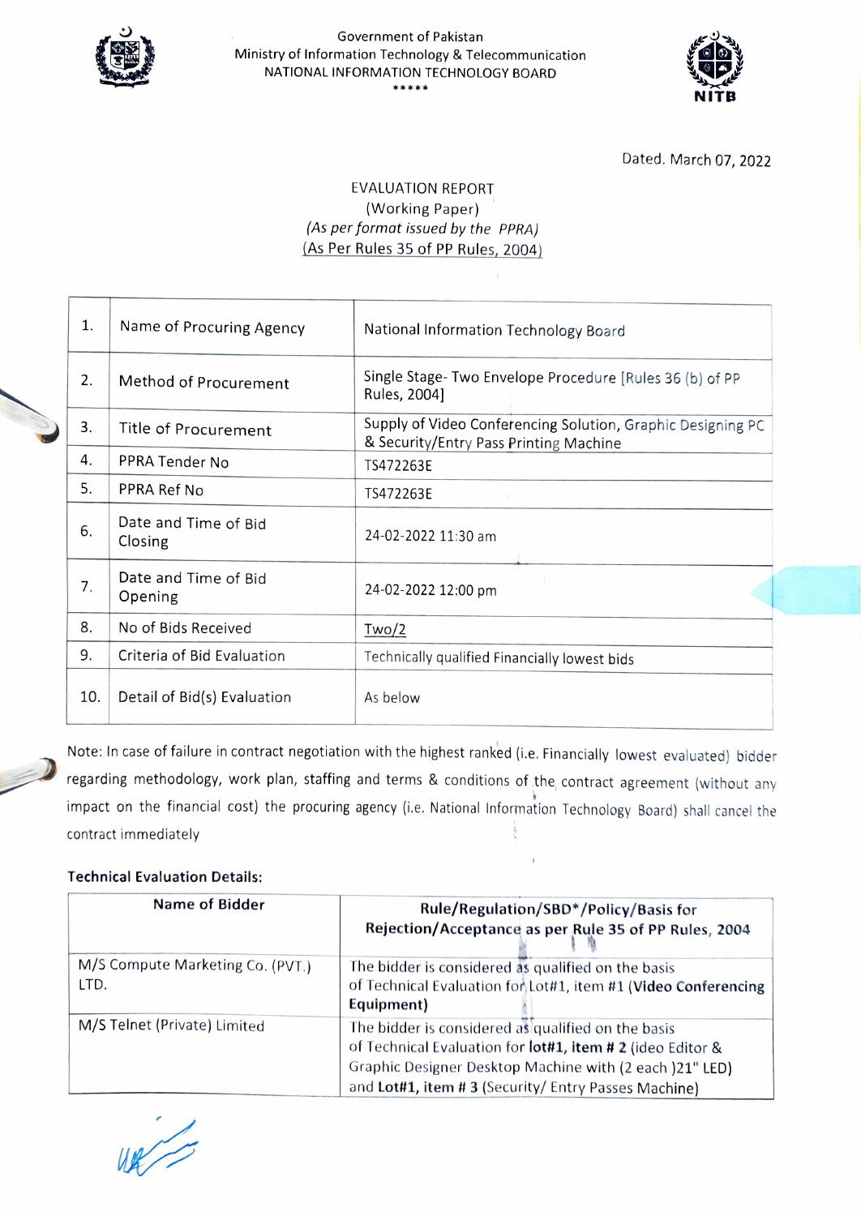Government of Pakistan
Ministry of Information Technology & Telecommunication
NATIONAL INFORMATION TECHNOLOGY BOARD
*****

Dated. March 07, 2022

# EVALUATION REPORT
(Working Paper)
*(As per format issued by the PPRA)*
(As Per Rules 35 of PP Rules, 2004)

| | | |
|---|---|---|
| 1. | Name of Procuring Agency | National Information Technology Board |
| 2. | Method of Procurement | Single Stage- Two Envelope Procedure [Rules 36 (b) of PP Rules, 2004] |
| 3. | Title of Procurement | Supply of Video Conferencing Solution, Graphic Designing PC & Security/Entry Pass Printing Machine |
| 4. | PPRA Tender No | TS472263E |
| 5. | PPRA Ref No | TS472263E |
| 6. | Date and Time of Bid Closing | 24-02-2022 11:30 am |
| 7. | Date and Time of Bid Opening | 24-02-2022 12:00 pm |
| 8. | No of Bids Received | Two/2 |
| 9. | Criteria of Bid Evaluation | Technically qualified Financially lowest bids |
| 10. | Detail of Bid(s) Evaluation | As below |

Note: In case of failure in contract negotiation with the highest ranked (i.e. Financially lowest evaluated) bidder regarding methodology, work plan, staffing and terms & conditions of the contract agreement (without any impact on the financial cost) the procuring agency (i.e. National Information Technology Board) shall cancel the contract immediately

**Technical Evaluation Details:**

| Name of Bidder | Rule/Regulation/SBD*/Policy/Basis for Rejection/Acceptance as per Rule 35 of PP Rules, 2004 |
|---|---|
| M/S Compute Marketing Co. (PVT.) LTD. | The bidder is considered as qualified on the basis of Technical Evaluation for Lot#1, item #1 (**Video Conferencing Equipment)** |
| M/S Telnet (Private) Limited | The bidder is considered as qualified on the basis of Technical Evaluation for **lot#1, item # 2** (ideo Editor & Graphic Designer Desktop Machine with (2 each )21" LED) and **Lot#1, item # 3** (Security/ Entry Passes Machine) |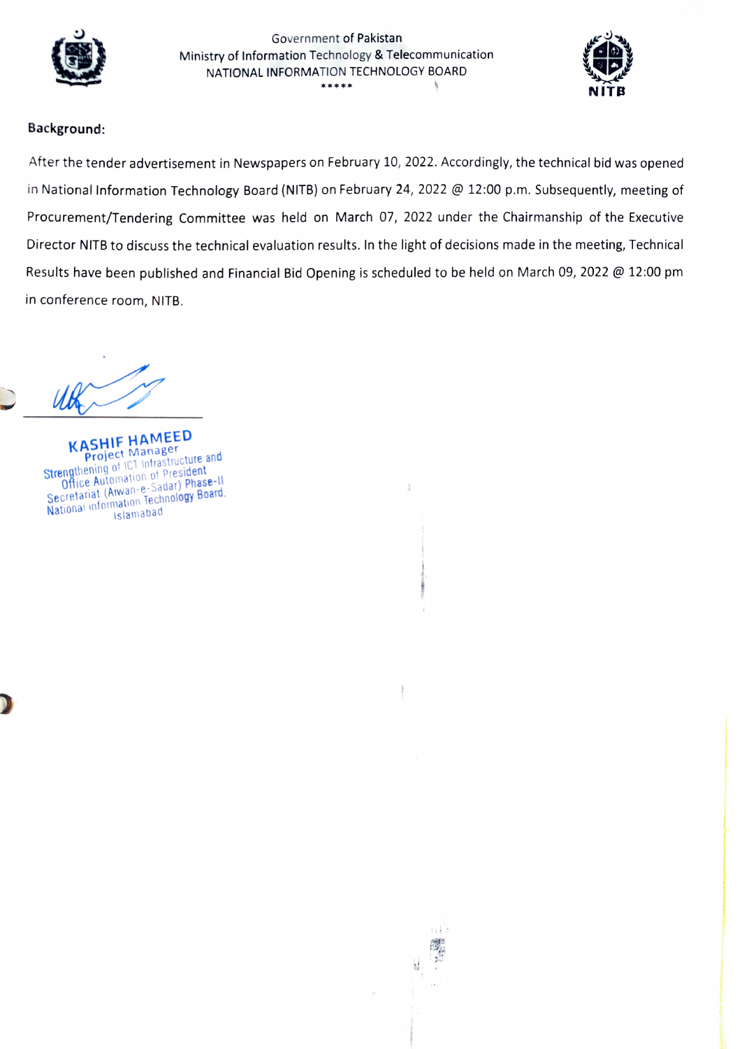Government of Pakistan
Ministry of Information Technology & Telecommunication
NATIONAL INFORMATION TECHNOLOGY BOARD
*****

**Background:**

After the tender advertisement in Newspapers on February 10, 2022. Accordingly, the technical bid was opened in National Information Technology Board (NITB) on February 24, 2022 @ 12:00 p.m. Subsequently, meeting of Procurement/Tendering Committee was held on March 07, 2022 under the Chairmanship of the Executive Director NITB to discuss the technical evaluation results. In the light of decisions made in the meeting, Technical Results have been published and Financial Bid Opening is scheduled to be held on March 09, 2022 @ 12:00 pm in conference room, NITB.

**KASHIF HAMEED**
Project Manager
Strengthening of ICT Infrastructure and
Office Automation of President
Secretariat (Aiwan-e-Sadar) Phase-II
National Information Technology Board,
Islamabad